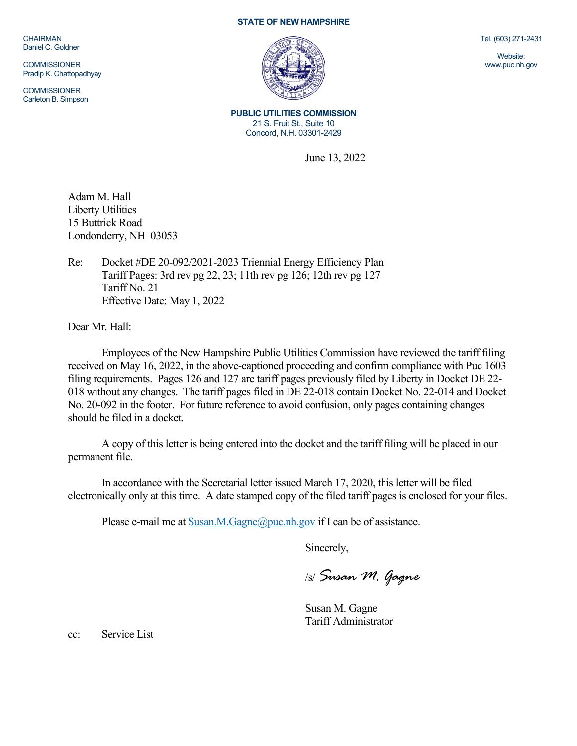CHAIRMAN
Daniel C. Goldner

COMMISSIONER
Pradip K. Chattopadhyay

COMMISSIONER
Carleton B. Simpson

**STATE OF NEW HAMPSHIRE**

**PUBLIC UTILITIES COMMISSION**
21 S. Fruit St., Suite 10
Concord, N.H. 03301-2429

Tel. (603) 271-2431

Website:
www.puc.nh.gov

June 13, 2022

Adam M. Hall
Liberty Utilities
15 Buttrick Road
Londonderry, NH 03053

Re: Docket #DE 20-092/2021-2023 Triennial Energy Efficiency Plan
Tariff Pages: 3rd rev pg 22, 23; 11th rev pg 126; 12th rev pg 127
Tariff No. 21
Effective Date: May 1, 2022

Dear Mr. Hall:

Employees of the New Hampshire Public Utilities Commission have reviewed the tariff filing received on May 16, 2022, in the above-captioned proceeding and confirm compliance with Puc 1603 filing requirements. Pages 126 and 127 are tariff pages previously filed by Liberty in Docket DE 22-018 without any changes. The tariff pages filed in DE 22-018 contain Docket No. 22-014 and Docket No. 20-092 in the footer. For future reference to avoid confusion, only pages containing changes should be filed in a docket.

A copy of this letter is being entered into the docket and the tariff filing will be placed in our permanent file.

In accordance with the Secretarial letter issued March 17, 2020, this letter will be filed electronically only at this time. A date stamped copy of the filed tariff pages is enclosed for your files.

Please e-mail me at Susan.M.Gagne@puc.nh.gov if I can be of assistance.

Sincerely,

/s/ *Susan M. Gagne*

Susan M. Gagne
Tariff Administrator

cc: Service List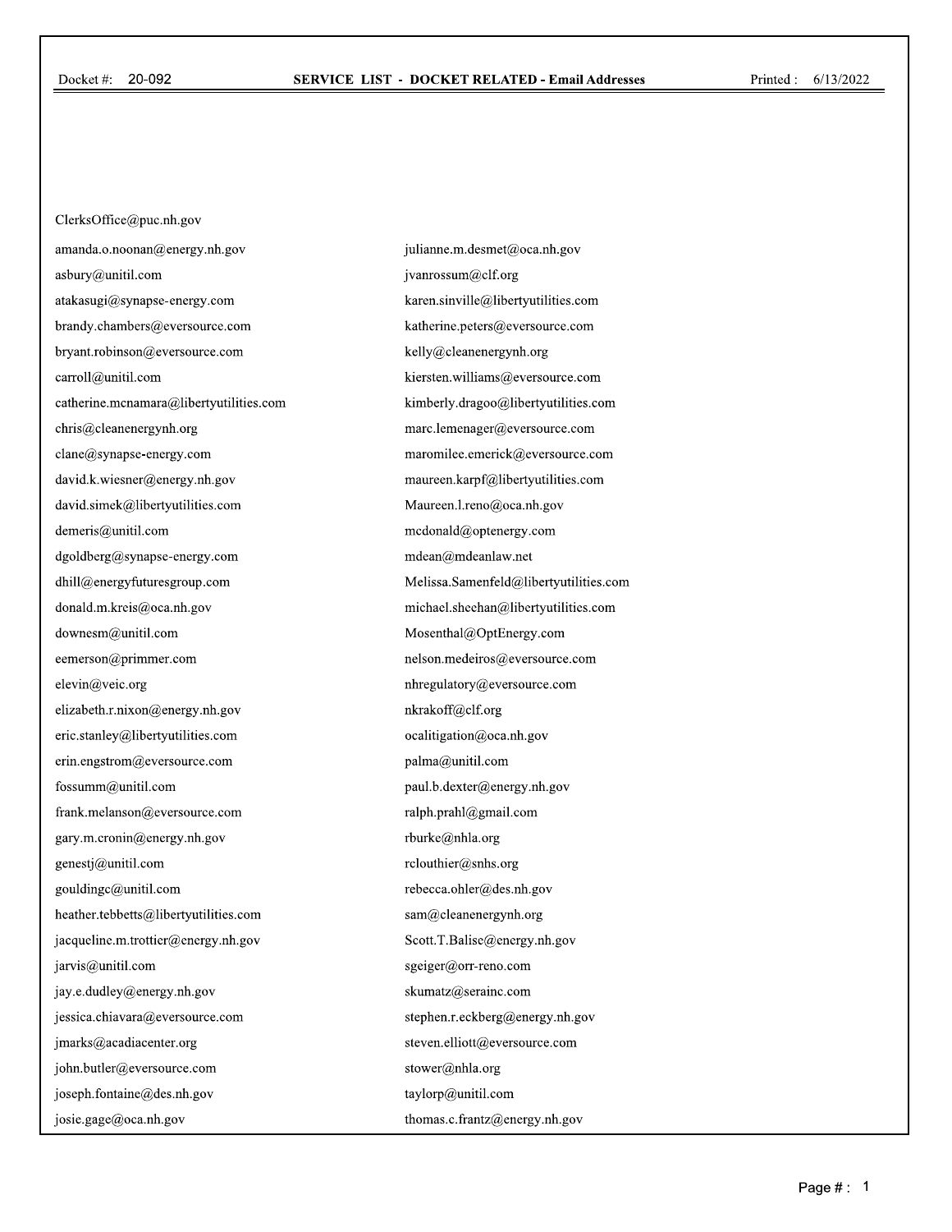Docket #: 20-092

**SERVICE LIST - DOCKET RELATED - Email Addresses**

Printed : 6/13/2022

ClerksOffice@puc.nh.gov

amanda.o.noonan@energy.nh.gov
asbury@unitil.com
atakasugi@synapse-energy.com
brandy.chambers@eversource.com
bryant.robinson@eversource.com
carroll@unitil.com
catherine.mcnamara@libertyutilities.com
chris@cleanenergynh.org
clane@synapse-energy.com
david.k.wiesner@energy.nh.gov
david.simek@libertyutilities.com
demeris@unitil.com
dgoldberg@synapse-energy.com
dhill@energyfuturesgroup.com
donald.m.kreis@oca.nh.gov
downesm@unitil.com
eemerson@primmer.com
elevin@veic.org
elizabeth.r.nixon@energy.nh.gov
eric.stanley@libertyutilities.com
erin.engstrom@eversource.com
fossumm@unitil.com
frank.melanson@eversource.com
gary.m.cronin@energy.nh.gov
genestj@unitil.com
gouldingc@unitil.com
heather.tebbetts@libertyutilities.com
jacqueline.m.trottier@energy.nh.gov
jarvis@unitil.com
jay.e.dudley@energy.nh.gov
jessica.chiavara@eversource.com
jmarks@acadiacenter.org
john.butler@eversource.com
joseph.fontaine@des.nh.gov
josie.gage@oca.nh.gov
julianne.m.desmet@oca.nh.gov
jvanrossum@clf.org
karen.sinville@libertyutilities.com
katherine.peters@eversource.com
kelly@cleanenergynh.org
kiersten.williams@eversource.com
kimberly.dragoo@libertyutilities.com
marc.lemenager@eversource.com
maromilee.emerick@eversource.com
maureen.karpf@libertyutilities.com
Maureen.l.reno@oca.nh.gov
mcdonald@optenergy.com
mdean@mdeanlaw.net
Melissa.Samenfeld@libertyutilities.com
michael.sheehan@libertyutilities.com
Mosenthal@OptEnergy.com
nelson.medeiros@eversource.com
nhregulatory@eversource.com
nkrakoff@clf.org
ocalitigation@oca.nh.gov
palma@unitil.com
paul.b.dexter@energy.nh.gov
ralph.prahl@gmail.com
rburke@nhla.org
rclouthier@snhs.org
rebecca.ohler@des.nh.gov
sam@cleanenergynh.org
Scott.T.Balise@energy.nh.gov
sgeiger@orr-reno.com
skumatz@serainc.com
stephen.r.eckberg@energy.nh.gov
steven.elliott@eversource.com
stower@nhla.org
taylorp@unitil.com
thomas.c.frantz@energy.nh.gov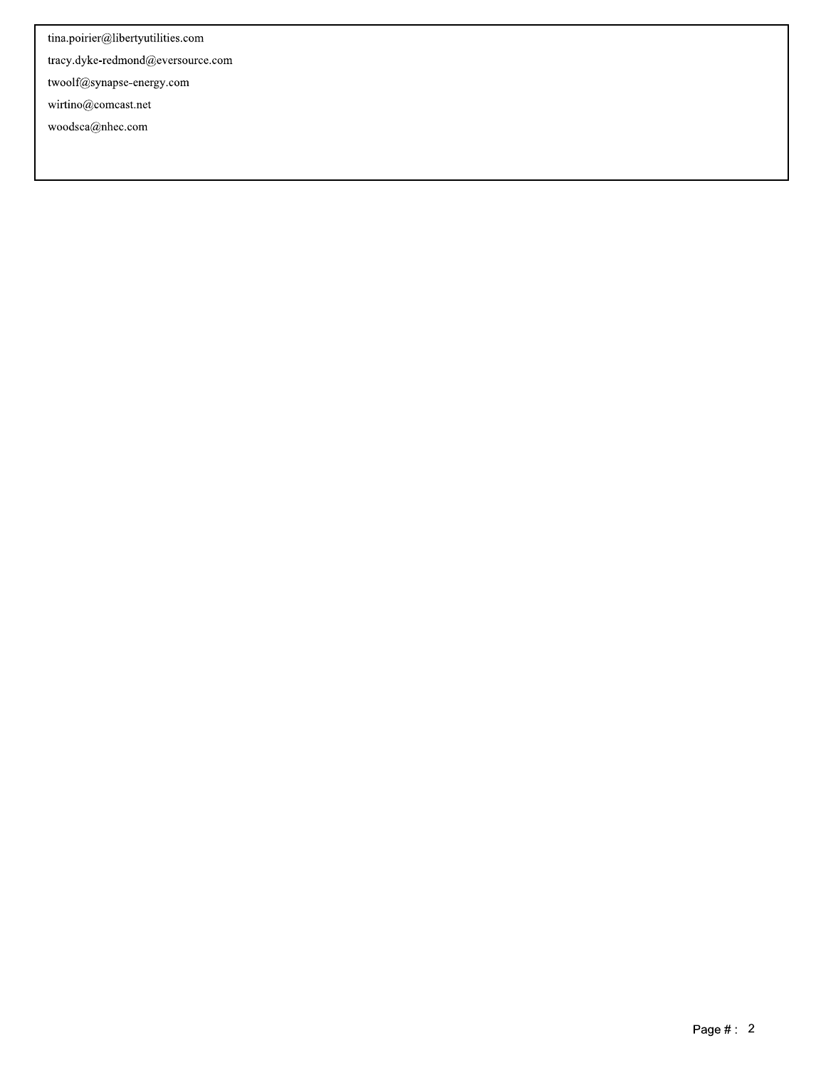tina.poirier@libertyutilities.com

tracy.dyke-redmond@eversource.com

twoolf@synapse-energy.com

wirtino@comcast.net

woodsca@nhec.com